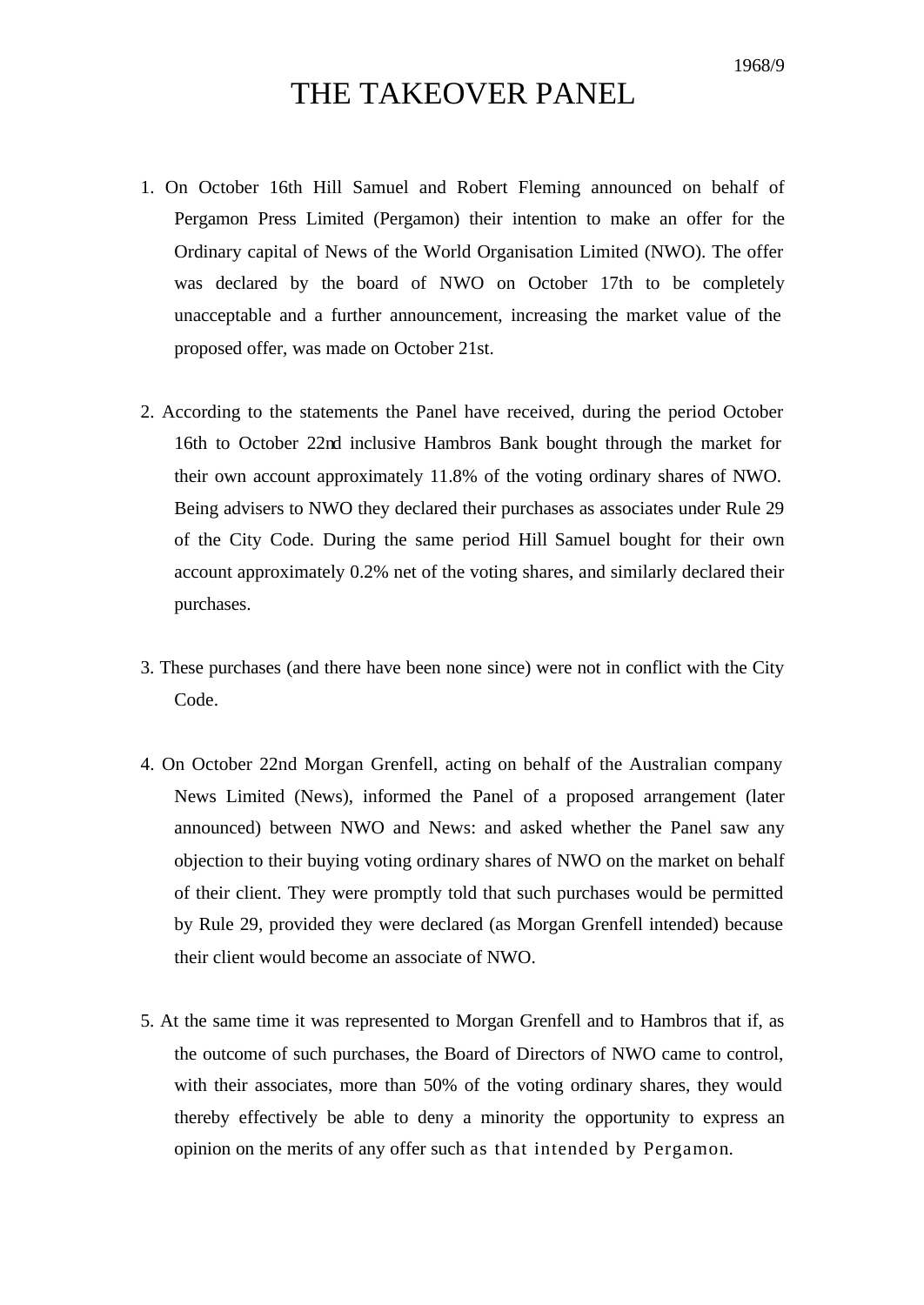1968/9

# THE TAKEOVER PANEL

1. On October 16th Hill Samuel and Robert Fleming announced on behalf of Pergamon Press Limited (Pergamon) their intention to make an offer for the Ordinary capital of News of the World Organisation Limited (NWO). The offer was declared by the board of NWO on October 17th to be completely unacceptable and a further announcement, increasing the market value of the proposed offer, was made on October 21st.

2. According to the statements the Panel have received, during the period October 16th to October 22nd inclusive Hambros Bank bought through the market for their own account approximately 11.8% of the voting ordinary shares of NWO. Being advisers to NWO they declared their purchases as associates under Rule 29 of the City Code. During the same period Hill Samuel bought for their own account approximately 0.2% net of the voting shares, and similarly declared their purchases.

3. These purchases (and there have been none since) were not in conflict with the City Code.

4. On October 22nd Morgan Grenfell, acting on behalf of the Australian company News Limited (News), informed the Panel of a proposed arrangement (later announced) between NWO and News: and asked whether the Panel saw any objection to their buying voting ordinary shares of NWO on the market on behalf of their client. They were promptly told that such purchases would be permitted by Rule 29, provided they were declared (as Morgan Grenfell intended) because their client would become an associate of NWO.

5. At the same time it was represented to Morgan Grenfell and to Hambros that if, as the outcome of such purchases, the Board of Directors of NWO came to control, with their associates, more than 50% of the voting ordinary shares, they would thereby effectively be able to deny a minority the opportunity to express an opinion on the merits of any offer such as that intended by Pergamon.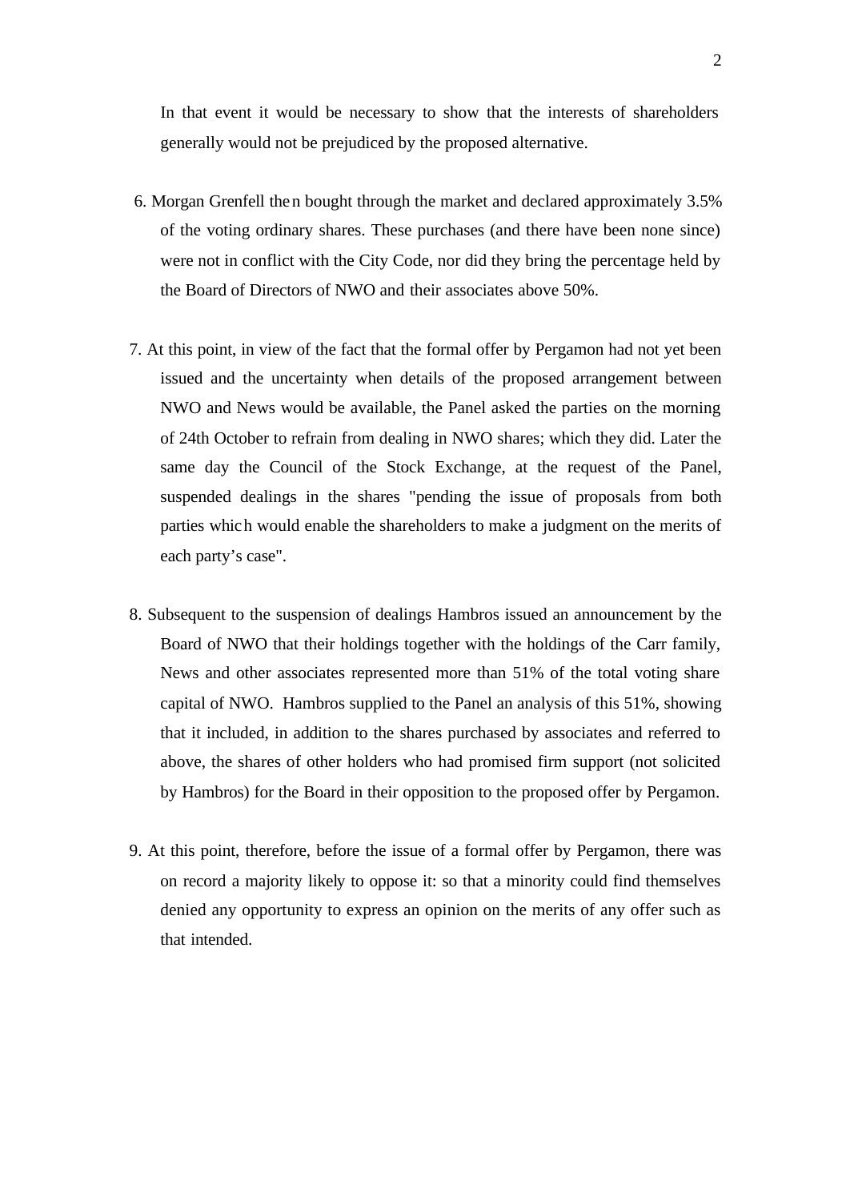In that event it would be necessary to show that the interests of shareholders generally would not be prejudiced by the proposed alternative.

6. Morgan Grenfell then bought through the market and declared approximately 3.5% of the voting ordinary shares. These purchases (and there have been none since) were not in conflict with the City Code, nor did they bring the percentage held by the Board of Directors of NWO and their associates above 50%.

7. At this point, in view of the fact that the formal offer by Pergamon had not yet been issued and the uncertainty when details of the proposed arrangement between NWO and News would be available, the Panel asked the parties on the morning of 24th October to refrain from dealing in NWO shares; which they did. Later the same day the Council of the Stock Exchange, at the request of the Panel, suspended dealings in the shares "pending the issue of proposals from both parties which would enable the shareholders to make a judgment on the merits of each party's case".

8. Subsequent to the suspension of dealings Hambros issued an announcement by the Board of NWO that their holdings together with the holdings of the Carr family, News and other associates represented more than 51% of the total voting share capital of NWO. Hambros supplied to the Panel an analysis of this 51%, showing that it included, in addition to the shares purchased by associates and referred to above, the shares of other holders who had promised firm support (not solicited by Hambros) for the Board in their opposition to the proposed offer by Pergamon.

9. At this point, therefore, before the issue of a formal offer by Pergamon, there was on record a majority likely to oppose it: so that a minority could find themselves denied any opportunity to express an opinion on the merits of any offer such as that intended.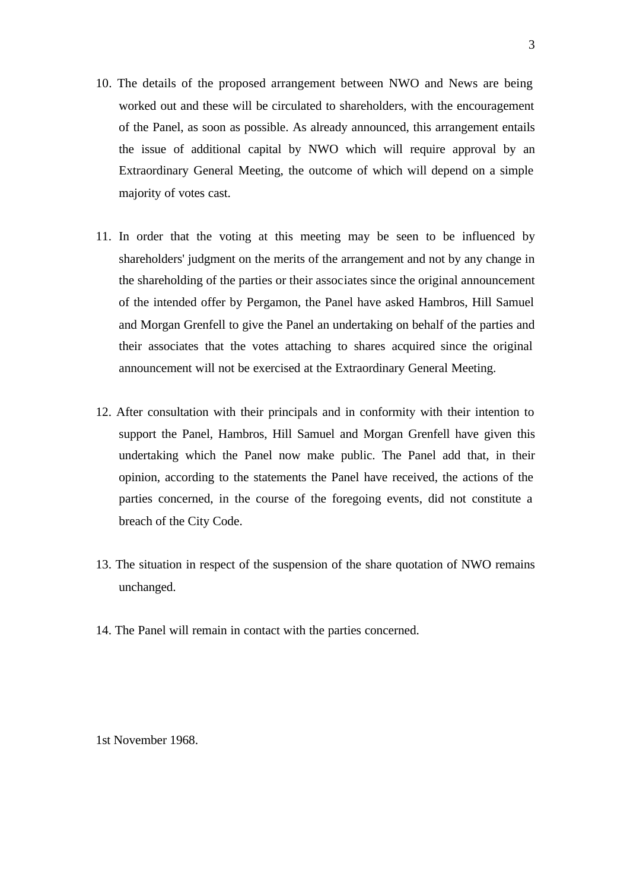10. The details of the proposed arrangement between NWO and News are being worked out and these will be circulated to shareholders, with the encouragement of the Panel, as soon as possible. As already announced, this arrangement entails the issue of additional capital by NWO which will require approval by an Extraordinary General Meeting, the outcome of which will depend on a simple majority of votes cast.

11. In order that the voting at this meeting may be seen to be influenced by shareholders' judgment on the merits of the arrangement and not by any change in the shareholding of the parties or their associates since the original announcement of the intended offer by Pergamon, the Panel have asked Hambros, Hill Samuel and Morgan Grenfell to give the Panel an undertaking on behalf of the parties and their associates that the votes attaching to shares acquired since the original announcement will not be exercised at the Extraordinary General Meeting.

12. After consultation with their principals and in conformity with their intention to support the Panel, Hambros, Hill Samuel and Morgan Grenfell have given this undertaking which the Panel now make public. The Panel add that, in their opinion, according to the statements the Panel have received, the actions of the parties concerned, in the course of the foregoing events, did not constitute a breach of the City Code.

13. The situation in respect of the suspension of the share quotation of NWO remains unchanged.

14. The Panel will remain in contact with the parties concerned.

1st November 1968.